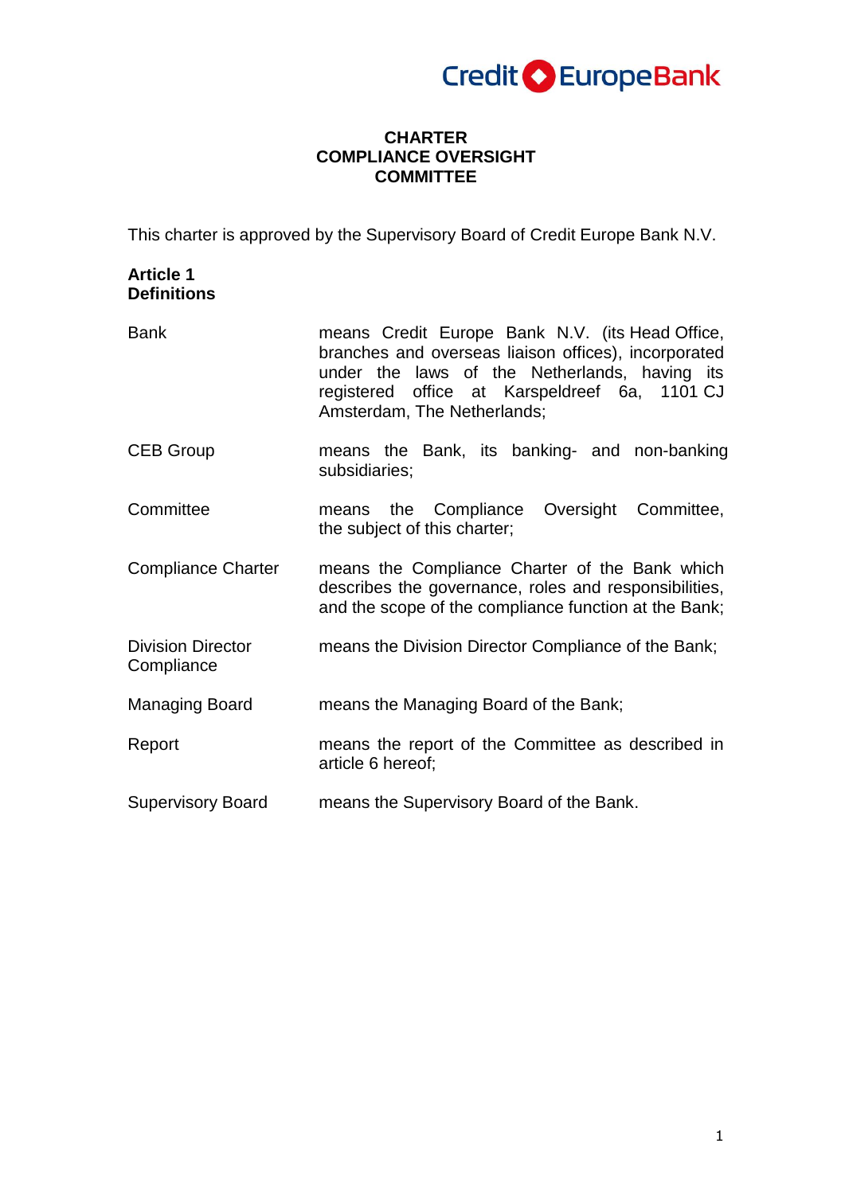# CHARTER
# COMPLIANCE OVERSIGHT COMMITTEE

This charter is approved by the Supervisory Board of Credit Europe Bank N.V.

## Article 1
## Definitions

| | |
|---|---|
| Bank | means Credit Europe Bank N.V. (its Head Office, branches and overseas liaison offices), incorporated under the laws of the Netherlands, having its registered office at Karspeldreef 6a, 1101 CJ Amsterdam, The Netherlands; |
| CEB Group | means the Bank, its banking- and non-banking subsidiaries; |
| Committee | means the Compliance Oversight Committee, the subject of this charter; |
| Compliance Charter | means the Compliance Charter of the Bank which describes the governance, roles and responsibilities, and the scope of the compliance function at the Bank; |
| Division Director Compliance | means the Division Director Compliance of the Bank; |
| Managing Board | means the Managing Board of the Bank; |
| Report | means the report of the Committee as described in article 6 hereof; |
| Supervisory Board | means the Supervisory Board of the Bank. |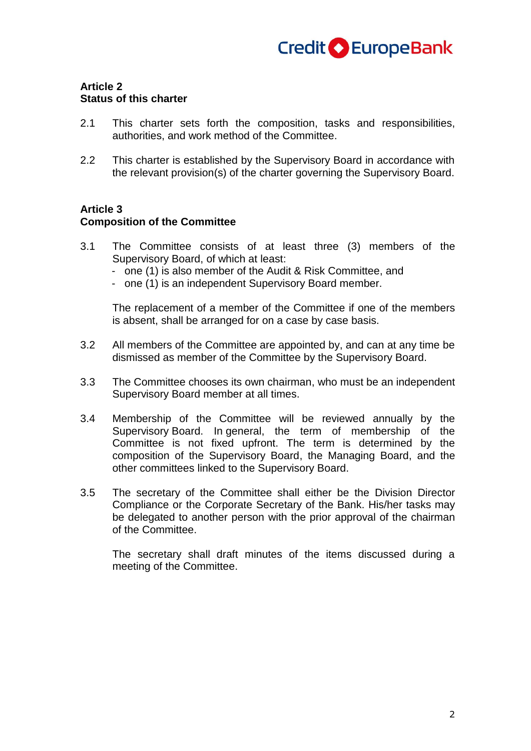**Article 2**
**Status of this charter**

2.1 This charter sets forth the composition, tasks and responsibilities, authorities, and work method of the Committee.

2.2 This charter is established by the Supervisory Board in accordance with the relevant provision(s) of the charter governing the Supervisory Board.

**Article 3**
**Composition of the Committee**

3.1 The Committee consists of at least three (3) members of the Supervisory Board, of which at least:
- one (1) is also member of the Audit & Risk Committee, and
- one (1) is an independent Supervisory Board member.

The replacement of a member of the Committee if one of the members is absent, shall be arranged for on a case by case basis.

3.2 All members of the Committee are appointed by, and can at any time be dismissed as member of the Committee by the Supervisory Board.

3.3 The Committee chooses its own chairman, who must be an independent Supervisory Board member at all times.

3.4 Membership of the Committee will be reviewed annually by the Supervisory Board. In general, the term of membership of the Committee is not fixed upfront. The term is determined by the composition of the Supervisory Board, the Managing Board, and the other committees linked to the Supervisory Board.

3.5 The secretary of the Committee shall either be the Division Director Compliance or the Corporate Secretary of the Bank. His/her tasks may be delegated to another person with the prior approval of the chairman of the Committee.

The secretary shall draft minutes of the items discussed during a meeting of the Committee.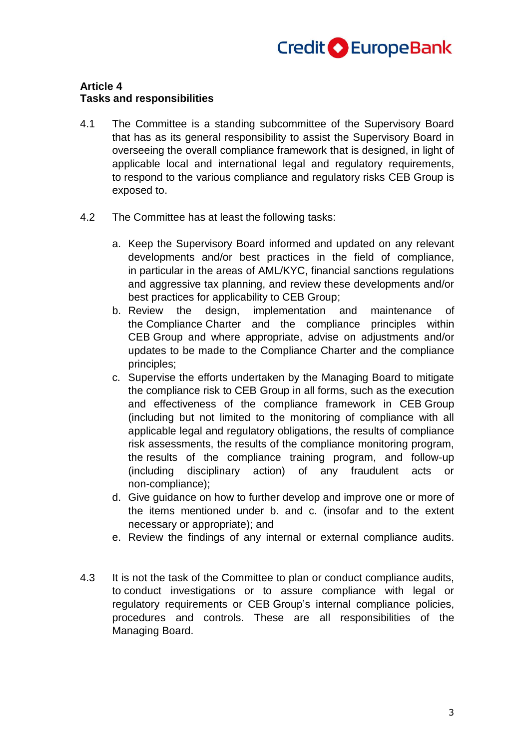## Article 4
## Tasks and responsibilities

4.1 The Committee is a standing subcommittee of the Supervisory Board that has as its general responsibility to assist the Supervisory Board in overseeing the overall compliance framework that is designed, in light of applicable local and international legal and regulatory requirements, to respond to the various compliance and regulatory risks CEB Group is exposed to.

4.2 The Committee has at least the following tasks:

a. Keep the Supervisory Board informed and updated on any relevant developments and/or best practices in the field of compliance, in particular in the areas of AML/KYC, financial sanctions regulations and aggressive tax planning, and review these developments and/or best practices for applicability to CEB Group;
b. Review the design, implementation and maintenance of the Compliance Charter and the compliance principles within CEB Group and where appropriate, advise on adjustments and/or updates to be made to the Compliance Charter and the compliance principles;
c. Supervise the efforts undertaken by the Managing Board to mitigate the compliance risk to CEB Group in all forms, such as the execution and effectiveness of the compliance framework in CEB Group (including but not limited to the monitoring of compliance with all applicable legal and regulatory obligations, the results of compliance risk assessments, the results of the compliance monitoring program, the results of the compliance training program, and follow-up (including disciplinary action) of any fraudulent acts or non-compliance);
d. Give guidance on how to further develop and improve one or more of the items mentioned under b. and c. (insofar and to the extent necessary or appropriate); and
e. Review the findings of any internal or external compliance audits.

4.3 It is not the task of the Committee to plan or conduct compliance audits, to conduct investigations or to assure compliance with legal or regulatory requirements or CEB Group's internal compliance policies, procedures and controls. These are all responsibilities of the Managing Board.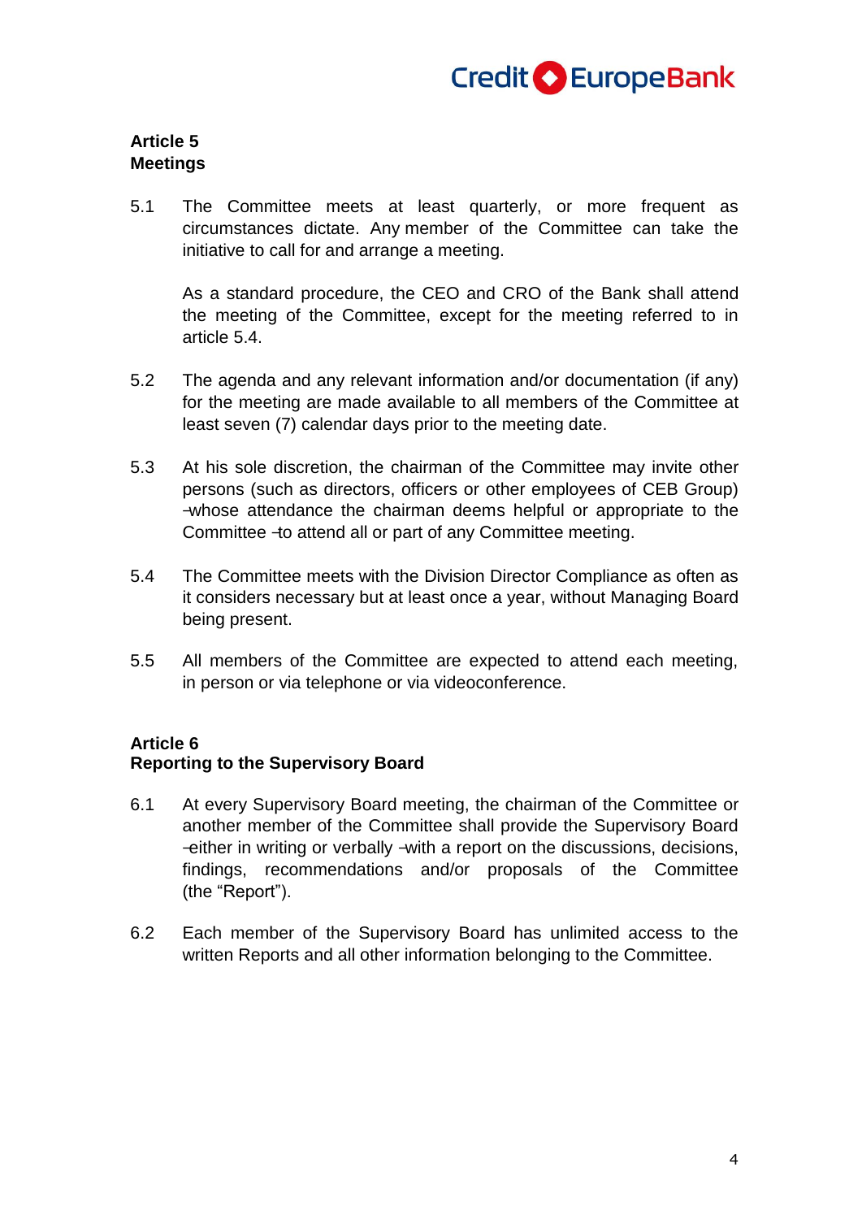## Article 5
## Meetings

5.1 The Committee meets at least quarterly, or more frequent as circumstances dictate. Any member of the Committee can take the initiative to call for and arrange a meeting.

As a standard procedure, the CEO and CRO of the Bank shall attend the meeting of the Committee, except for the meeting referred to in article 5.4.

5.2 The agenda and any relevant information and/or documentation (if any) for the meeting are made available to all members of the Committee at least seven (7) calendar days prior to the meeting date.

5.3 At his sole discretion, the chairman of the Committee may invite other persons (such as directors, officers or other employees of CEB Group) whose attendance the chairman deems helpful or appropriate to the Committee to attend all or part of any Committee meeting.

5.4 The Committee meets with the Division Director Compliance as often as it considers necessary but at least once a year, without Managing Board being present.

5.5 All members of the Committee are expected to attend each meeting, in person or via telephone or via videoconference.

## Article 6
## Reporting to the Supervisory Board

6.1 At every Supervisory Board meeting, the chairman of the Committee or another member of the Committee shall provide the Supervisory Board either in writing or verbally with a report on the discussions, decisions, findings, recommendations and/or proposals of the Committee (the "Report").

6.2 Each member of the Supervisory Board has unlimited access to the written Reports and all other information belonging to the Committee.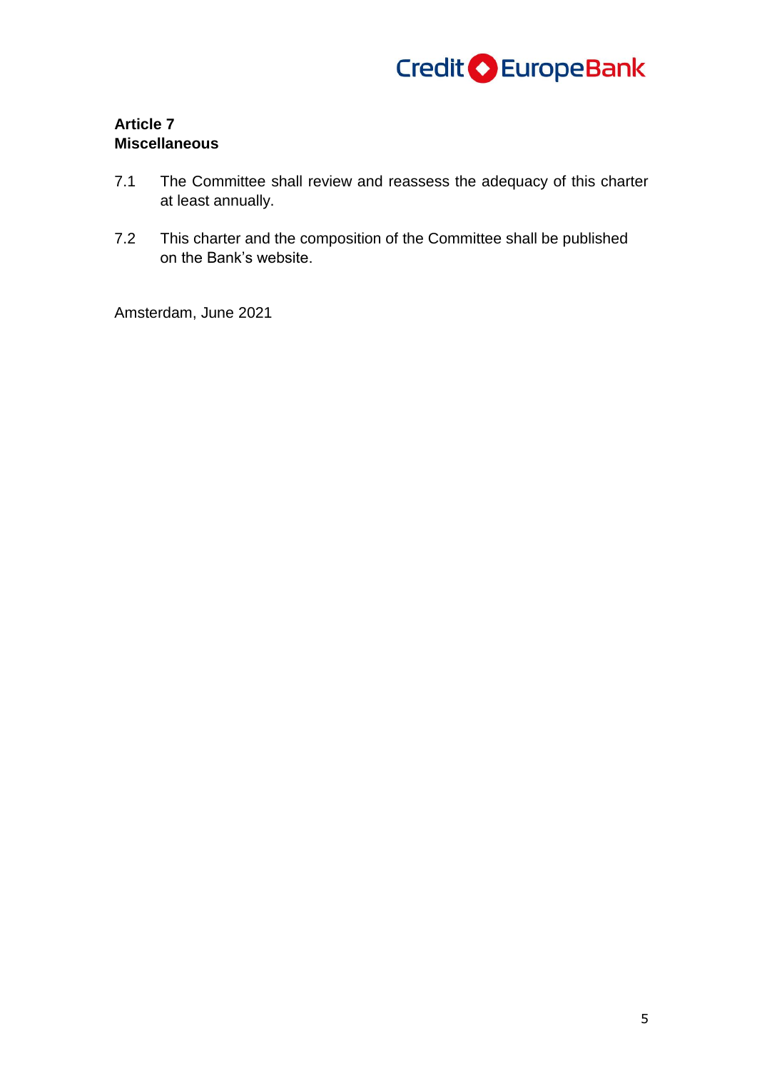**Article 7**
**Miscellaneous**

7.1 The Committee shall review and reassess the adequacy of this charter at least annually.

7.2 This charter and the composition of the Committee shall be published on the Bank's website.

Amsterdam, June 2021